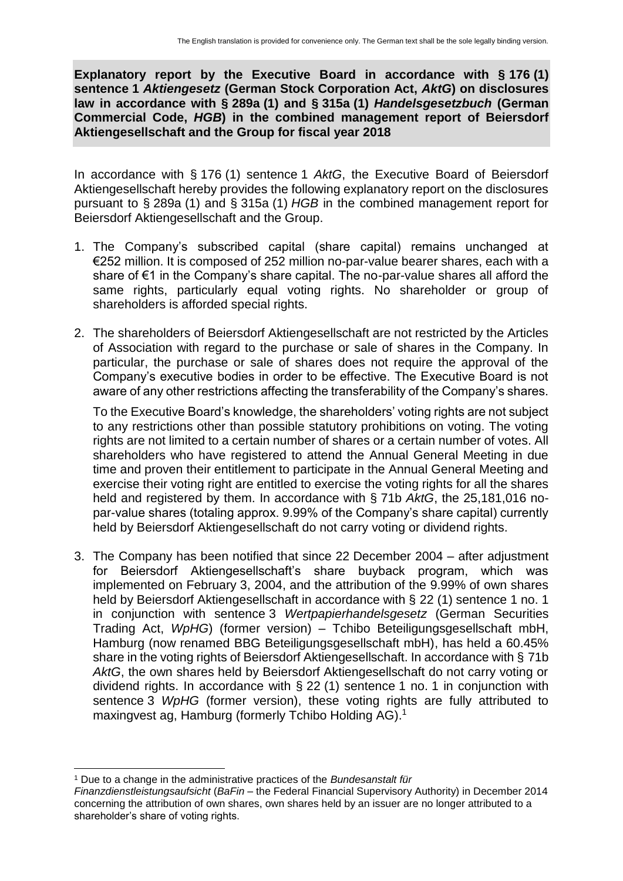**Explanatory report by the Executive Board in accordance with § 176 (1) sentence 1 *Aktiengesetz* (German Stock Corporation Act, *AktG*) on disclosures law in accordance with § 289a (1) and § 315a (1) *Handelsgesetzbuch* (German Commercial Code, *HGB*) in the combined management report of Beiersdorf Aktiengesellschaft and the Group for fiscal year 2018**

In accordance with § 176 (1) sentence 1 *AktG*, the Executive Board of Beiersdorf Aktiengesellschaft hereby provides the following explanatory report on the disclosures pursuant to § 289a (1) and § 315a (1) *HGB* in the combined management report for Beiersdorf Aktiengesellschaft and the Group.

1. The Company's subscribed capital (share capital) remains unchanged at €252 million. It is composed of 252 million no-par-value bearer shares, each with a share of €1 in the Company's share capital. The no-par-value shares all afford the same rights, particularly equal voting rights. No shareholder or group of shareholders is afforded special rights.

2. The shareholders of Beiersdorf Aktiengesellschaft are not restricted by the Articles of Association with regard to the purchase or sale of shares in the Company. In particular, the purchase or sale of shares does not require the approval of the Company's executive bodies in order to be effective. The Executive Board is not aware of any other restrictions affecting the transferability of the Company's shares.

   To the Executive Board's knowledge, the shareholders' voting rights are not subject to any restrictions other than possible statutory prohibitions on voting. The voting rights are not limited to a certain number of shares or a certain number of votes. All shareholders who have registered to attend the Annual General Meeting in due time and proven their entitlement to participate in the Annual General Meeting and exercise their voting right are entitled to exercise the voting rights for all the shares held and registered by them. In accordance with § 71b *AktG*, the 25,181,016 no-par-value shares (totaling approx. 9.99% of the Company's share capital) currently held by Beiersdorf Aktiengesellschaft do not carry voting or dividend rights.

3. The Company has been notified that since 22 December 2004 – after adjustment for Beiersdorf Aktiengesellschaft's share buyback program, which was implemented on February 3, 2004, and the attribution of the 9.99% of own shares held by Beiersdorf Aktiengesellschaft in accordance with § 22 (1) sentence 1 no. 1 in conjunction with sentence 3 *Wertpapierhandelsgesetz* (German Securities Trading Act, *WpHG*) (former version) – Tchibo Beteiligungsgesellschaft mbH, Hamburg (now renamed BBG Beteiligungsgesellschaft mbH), has held a 60.45% share in the voting rights of Beiersdorf Aktiengesellschaft. In accordance with § 71b *AktG*, the own shares held by Beiersdorf Aktiengesellschaft do not carry voting or dividend rights. In accordance with § 22 (1) sentence 1 no. 1 in conjunction with sentence 3 *WpHG* (former version), these voting rights are fully attributed to maxingvest ag, Hamburg (formerly Tchibo Holding AG).[1]

---

[1] Due to a change in the administrative practices of the *Bundesanstalt für Finanzdienstleistungsaufsicht* (*BaFin* – the Federal Financial Supervisory Authority) in December 2014 concerning the attribution of own shares, own shares held by an issuer are no longer attributed to a shareholder's share of voting rights.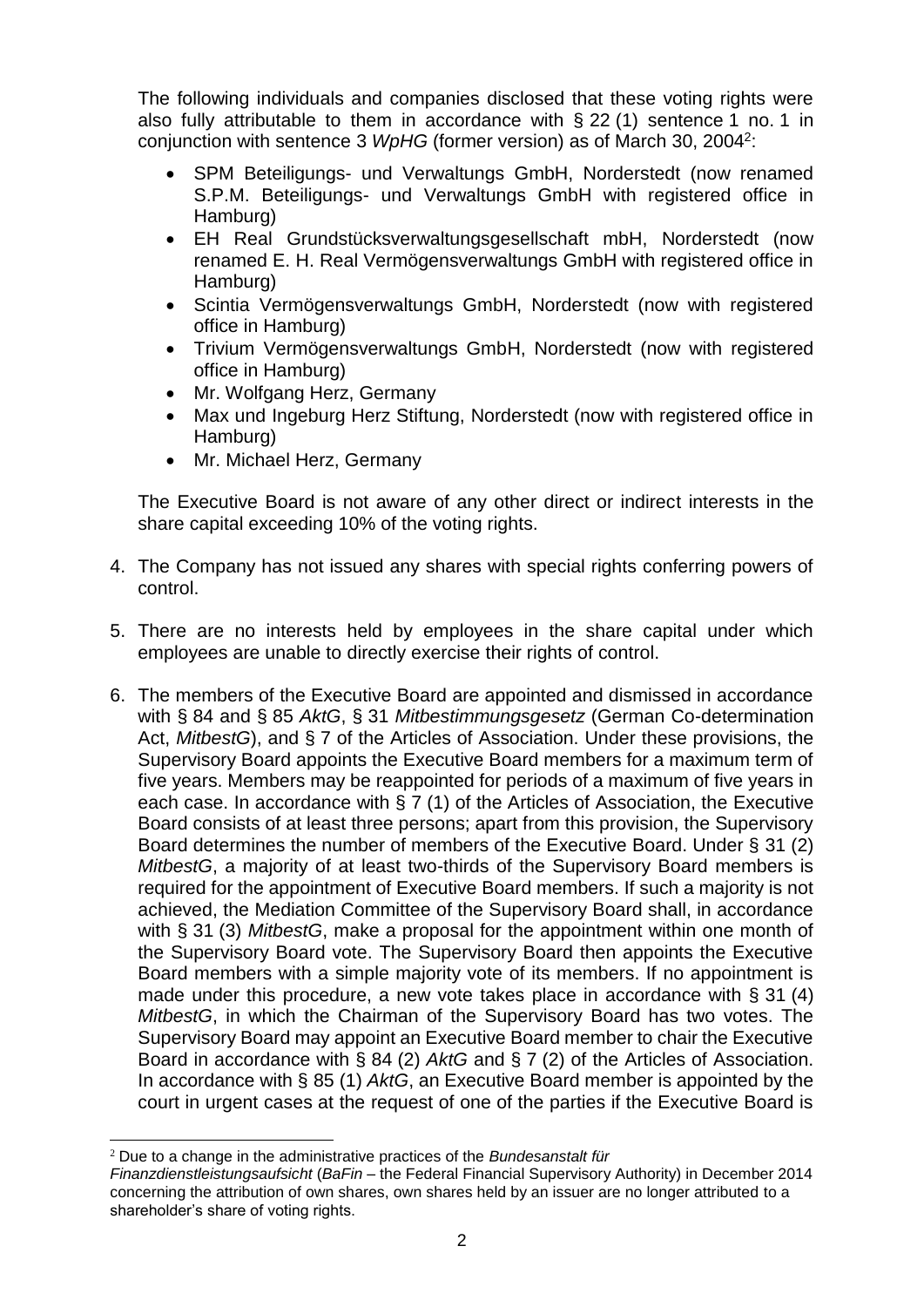The following individuals and companies disclosed that these voting rights were also fully attributable to them in accordance with § 22 (1) sentence 1 no. 1 in conjunction with sentence 3 *WpHG* (former version) as of March 30, 2004[2]:

- SPM Beteiligungs- und Verwaltungs GmbH, Norderstedt (now renamed S.P.M. Beteiligungs- und Verwaltungs GmbH with registered office in Hamburg)
- EH Real Grundstücksverwaltungsgesellschaft mbH, Norderstedt (now renamed E. H. Real Vermögensverwaltungs GmbH with registered office in Hamburg)
- Scintia Vermögensverwaltungs GmbH, Norderstedt (now with registered office in Hamburg)
- Trivium Vermögensverwaltungs GmbH, Norderstedt (now with registered office in Hamburg)
- Mr. Wolfgang Herz, Germany
- Max und Ingeburg Herz Stiftung, Norderstedt (now with registered office in Hamburg)
- Mr. Michael Herz, Germany

The Executive Board is not aware of any other direct or indirect interests in the share capital exceeding 10% of the voting rights.

4. The Company has not issued any shares with special rights conferring powers of control.

5. There are no interests held by employees in the share capital under which employees are unable to directly exercise their rights of control.

6. The members of the Executive Board are appointed and dismissed in accordance with § 84 and § 85 *AktG*, § 31 *Mitbestimmungsgesetz* (German Co-determination Act, *MitbestG*), and § 7 of the Articles of Association. Under these provisions, the Supervisory Board appoints the Executive Board members for a maximum term of five years. Members may be reappointed for periods of a maximum of five years in each case. In accordance with § 7 (1) of the Articles of Association, the Executive Board consists of at least three persons; apart from this provision, the Supervisory Board determines the number of members of the Executive Board. Under § 31 (2) *MitbestG*, a majority of at least two-thirds of the Supervisory Board members is required for the appointment of Executive Board members. If such a majority is not achieved, the Mediation Committee of the Supervisory Board shall, in accordance with § 31 (3) *MitbestG*, make a proposal for the appointment within one month of the Supervisory Board vote. The Supervisory Board then appoints the Executive Board members with a simple majority vote of its members. If no appointment is made under this procedure, a new vote takes place in accordance with § 31 (4) *MitbestG*, in which the Chairman of the Supervisory Board has two votes. The Supervisory Board may appoint an Executive Board member to chair the Executive Board in accordance with § 84 (2) *AktG* and § 7 (2) of the Articles of Association. In accordance with § 85 (1) *AktG*, an Executive Board member is appointed by the court in urgent cases at the request of one of the parties if the Executive Board is

[2] Due to a change in the administrative practices of the *Bundesanstalt für Finanzdienstleistungsaufsicht* (*BaFin* – the Federal Financial Supervisory Authority) in December 2014 concerning the attribution of own shares, own shares held by an issuer are no longer attributed to a shareholder's share of voting rights.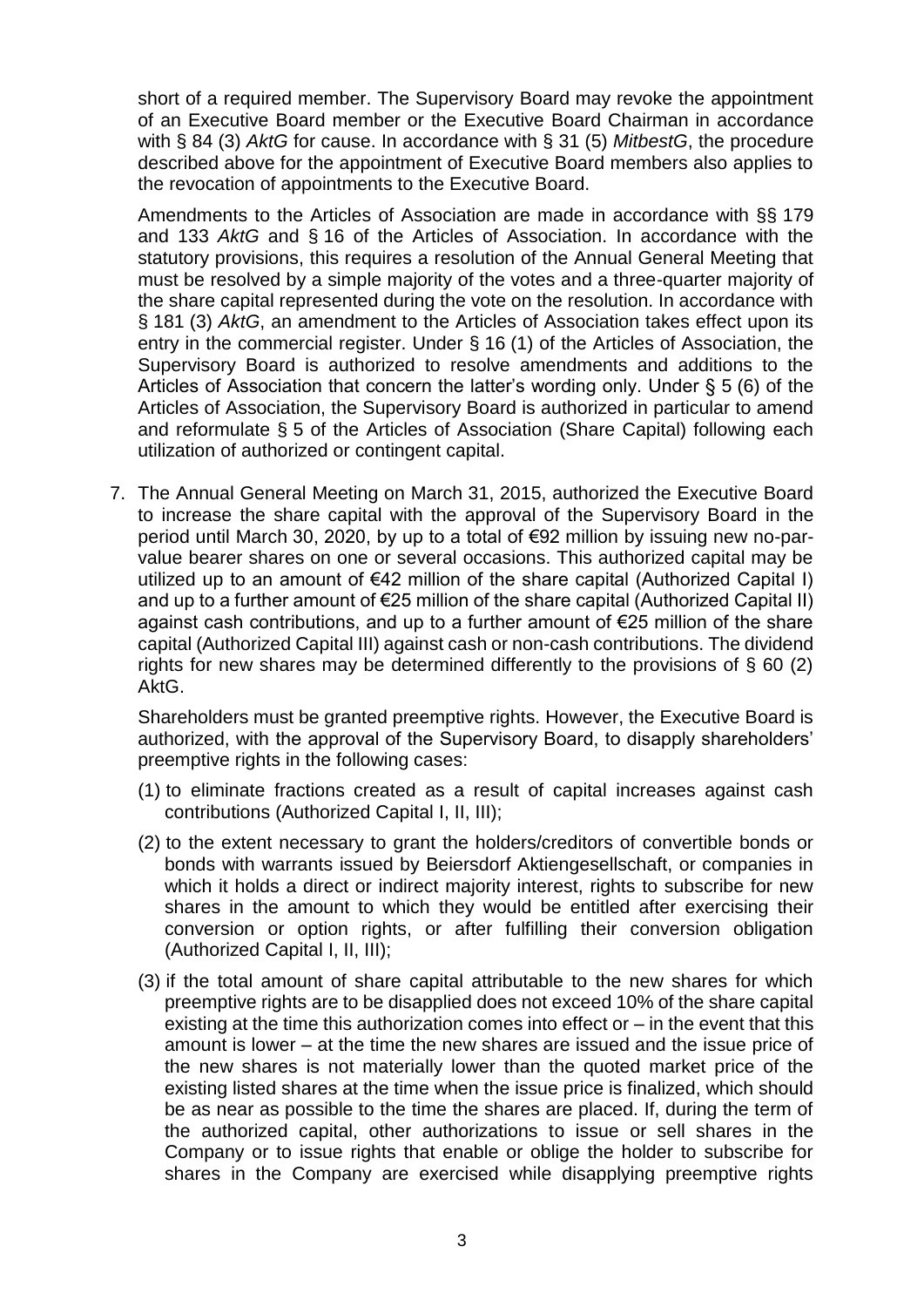short of a required member. The Supervisory Board may revoke the appointment of an Executive Board member or the Executive Board Chairman in accordance with § 84 (3) *AktG* for cause. In accordance with § 31 (5) *MitbestG*, the procedure described above for the appointment of Executive Board members also applies to the revocation of appointments to the Executive Board.

Amendments to the Articles of Association are made in accordance with §§ 179 and 133 *AktG* and § 16 of the Articles of Association. In accordance with the statutory provisions, this requires a resolution of the Annual General Meeting that must be resolved by a simple majority of the votes and a three-quarter majority of the share capital represented during the vote on the resolution. In accordance with § 181 (3) *AktG*, an amendment to the Articles of Association takes effect upon its entry in the commercial register. Under § 16 (1) of the Articles of Association, the Supervisory Board is authorized to resolve amendments and additions to the Articles of Association that concern the latter's wording only. Under § 5 (6) of the Articles of Association, the Supervisory Board is authorized in particular to amend and reformulate § 5 of the Articles of Association (Share Capital) following each utilization of authorized or contingent capital.

7. The Annual General Meeting on March 31, 2015, authorized the Executive Board to increase the share capital with the approval of the Supervisory Board in the period until March 30, 2020, by up to a total of €92 million by issuing new no-par-value bearer shares on one or several occasions. This authorized capital may be utilized up to an amount of €42 million of the share capital (Authorized Capital I) and up to a further amount of €25 million of the share capital (Authorized Capital II) against cash contributions, and up to a further amount of €25 million of the share capital (Authorized Capital III) against cash or non-cash contributions. The dividend rights for new shares may be determined differently to the provisions of § 60 (2) AktG.

   Shareholders must be granted preemptive rights. However, the Executive Board is authorized, with the approval of the Supervisory Board, to disapply shareholders' preemptive rights in the following cases:

   (1) to eliminate fractions created as a result of capital increases against cash contributions (Authorized Capital I, II, III);

   (2) to the extent necessary to grant the holders/creditors of convertible bonds or bonds with warrants issued by Beiersdorf Aktiengesellschaft, or companies in which it holds a direct or indirect majority interest, rights to subscribe for new shares in the amount to which they would be entitled after exercising their conversion or option rights, or after fulfilling their conversion obligation (Authorized Capital I, II, III);

   (3) if the total amount of share capital attributable to the new shares for which preemptive rights are to be disapplied does not exceed 10% of the share capital existing at the time this authorization comes into effect or – in the event that this amount is lower – at the time the new shares are issued and the issue price of the new shares is not materially lower than the quoted market price of the existing listed shares at the time when the issue price is finalized, which should be as near as possible to the time the shares are placed. If, during the term of the authorized capital, other authorizations to issue or sell shares in the Company or to issue rights that enable or oblige the holder to subscribe for shares in the Company are exercised while disapplying preemptive rights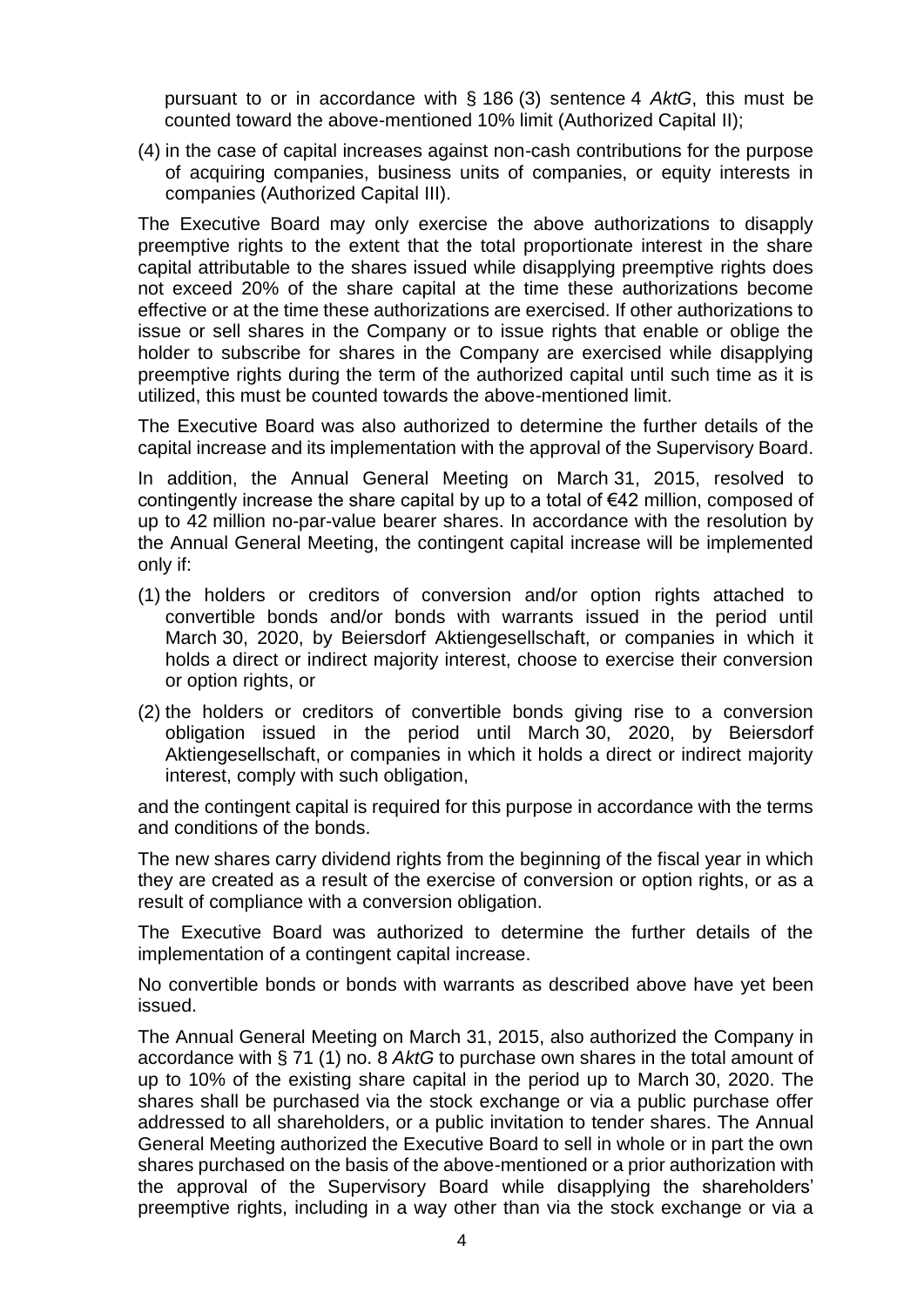pursuant to or in accordance with § 186 (3) sentence 4 *AktG*, this must be counted toward the above-mentioned 10% limit (Authorized Capital II);

(4) in the case of capital increases against non-cash contributions for the purpose of acquiring companies, business units of companies, or equity interests in companies (Authorized Capital III).

The Executive Board may only exercise the above authorizations to disapply preemptive rights to the extent that the total proportionate interest in the share capital attributable to the shares issued while disapplying preemptive rights does not exceed 20% of the share capital at the time these authorizations become effective or at the time these authorizations are exercised. If other authorizations to issue or sell shares in the Company or to issue rights that enable or oblige the holder to subscribe for shares in the Company are exercised while disapplying preemptive rights during the term of the authorized capital until such time as it is utilized, this must be counted towards the above-mentioned limit.

The Executive Board was also authorized to determine the further details of the capital increase and its implementation with the approval of the Supervisory Board.

In addition, the Annual General Meeting on March 31, 2015, resolved to contingently increase the share capital by up to a total of €42 million, composed of up to 42 million no-par-value bearer shares. In accordance with the resolution by the Annual General Meeting, the contingent capital increase will be implemented only if:

(1) the holders or creditors of conversion and/or option rights attached to convertible bonds and/or bonds with warrants issued in the period until March 30, 2020, by Beiersdorf Aktiengesellschaft, or companies in which it holds a direct or indirect majority interest, choose to exercise their conversion or option rights, or

(2) the holders or creditors of convertible bonds giving rise to a conversion obligation issued in the period until March 30, 2020, by Beiersdorf Aktiengesellschaft, or companies in which it holds a direct or indirect majority interest, comply with such obligation,

and the contingent capital is required for this purpose in accordance with the terms and conditions of the bonds.

The new shares carry dividend rights from the beginning of the fiscal year in which they are created as a result of the exercise of conversion or option rights, or as a result of compliance with a conversion obligation.

The Executive Board was authorized to determine the further details of the implementation of a contingent capital increase.

No convertible bonds or bonds with warrants as described above have yet been issued.

The Annual General Meeting on March 31, 2015, also authorized the Company in accordance with § 71 (1) no. 8 *AktG* to purchase own shares in the total amount of up to 10% of the existing share capital in the period up to March 30, 2020. The shares shall be purchased via the stock exchange or via a public purchase offer addressed to all shareholders, or a public invitation to tender shares. The Annual General Meeting authorized the Executive Board to sell in whole or in part the own shares purchased on the basis of the above-mentioned or a prior authorization with the approval of the Supervisory Board while disapplying the shareholders' preemptive rights, including in a way other than via the stock exchange or via a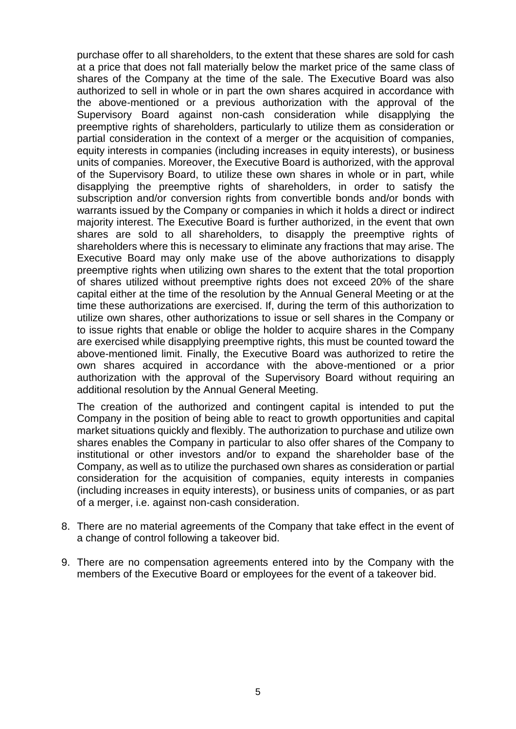purchase offer to all shareholders, to the extent that these shares are sold for cash at a price that does not fall materially below the market price of the same class of shares of the Company at the time of the sale. The Executive Board was also authorized to sell in whole or in part the own shares acquired in accordance with the above-mentioned or a previous authorization with the approval of the Supervisory Board against non-cash consideration while disapplying the preemptive rights of shareholders, particularly to utilize them as consideration or partial consideration in the context of a merger or the acquisition of companies, equity interests in companies (including increases in equity interests), or business units of companies. Moreover, the Executive Board is authorized, with the approval of the Supervisory Board, to utilize these own shares in whole or in part, while disapplying the preemptive rights of shareholders, in order to satisfy the subscription and/or conversion rights from convertible bonds and/or bonds with warrants issued by the Company or companies in which it holds a direct or indirect majority interest. The Executive Board is further authorized, in the event that own shares are sold to all shareholders, to disapply the preemptive rights of shareholders where this is necessary to eliminate any fractions that may arise. The Executive Board may only make use of the above authorizations to disapply preemptive rights when utilizing own shares to the extent that the total proportion of shares utilized without preemptive rights does not exceed 20% of the share capital either at the time of the resolution by the Annual General Meeting or at the time these authorizations are exercised. If, during the term of this authorization to utilize own shares, other authorizations to issue or sell shares in the Company or to issue rights that enable or oblige the holder to acquire shares in the Company are exercised while disapplying preemptive rights, this must be counted toward the above-mentioned limit. Finally, the Executive Board was authorized to retire the own shares acquired in accordance with the above-mentioned or a prior authorization with the approval of the Supervisory Board without requiring an additional resolution by the Annual General Meeting.

The creation of the authorized and contingent capital is intended to put the Company in the position of being able to react to growth opportunities and capital market situations quickly and flexibly. The authorization to purchase and utilize own shares enables the Company in particular to also offer shares of the Company to institutional or other investors and/or to expand the shareholder base of the Company, as well as to utilize the purchased own shares as consideration or partial consideration for the acquisition of companies, equity interests in companies (including increases in equity interests), or business units of companies, or as part of a merger, i.e. against non-cash consideration.

8. There are no material agreements of the Company that take effect in the event of a change of control following a takeover bid.

9. There are no compensation agreements entered into by the Company with the members of the Executive Board or employees for the event of a takeover bid.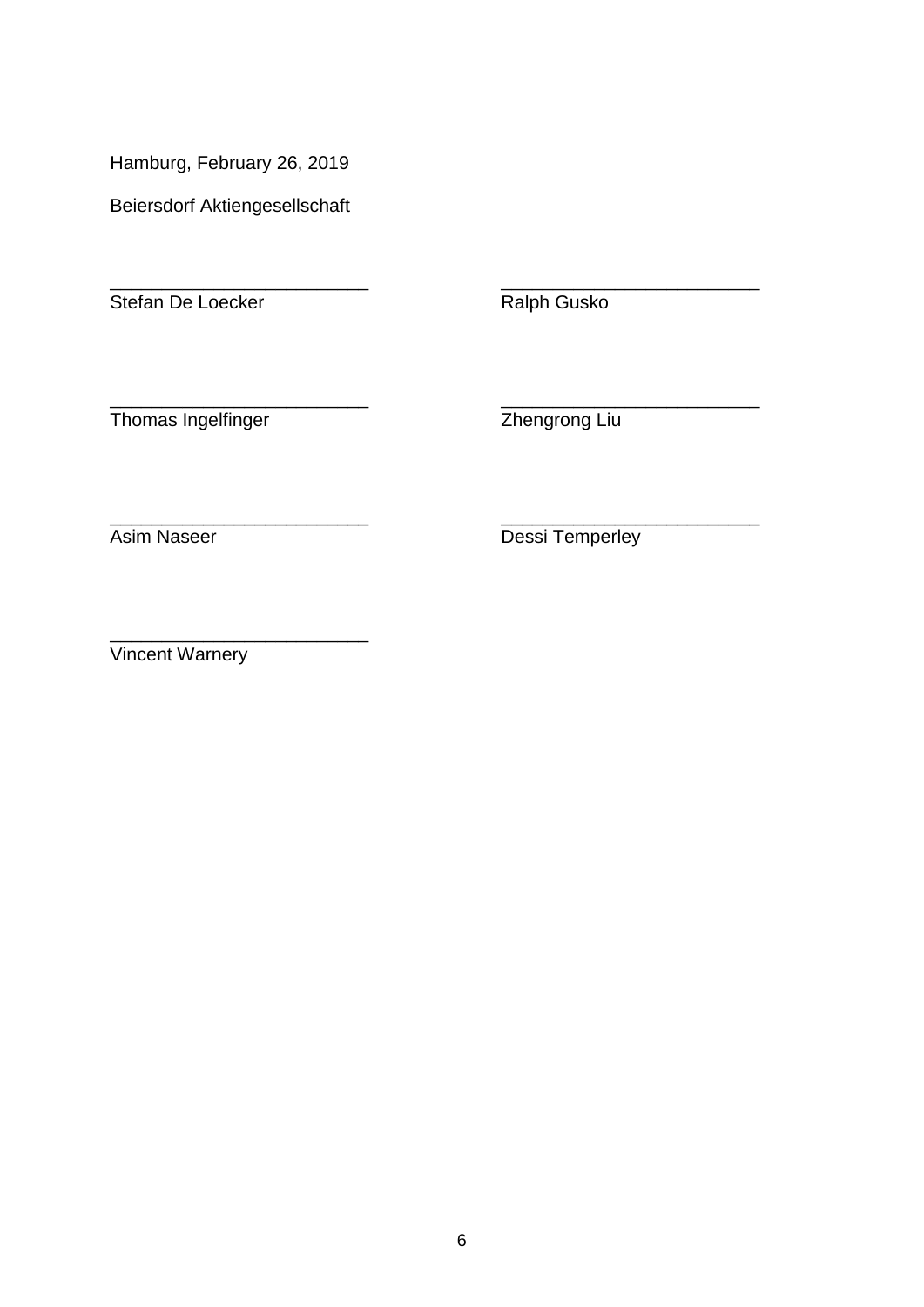Hamburg, February 26, 2019

Beiersdorf Aktiengesellschaft

\_\_\_\_\_\_\_\_\_\_\_\_\_\_\_\_\_\_\_\_\_\_\_\_\_
Stefan De Loecker

\_\_\_\_\_\_\_\_\_\_\_\_\_\_\_\_\_\_\_\_\_\_\_\_\_
Ralph Gusko

\_\_\_\_\_\_\_\_\_\_\_\_\_\_\_\_\_\_\_\_\_\_\_\_\_
Thomas Ingelfinger

\_\_\_\_\_\_\_\_\_\_\_\_\_\_\_\_\_\_\_\_\_\_\_\_\_
Zhengrong Liu

\_\_\_\_\_\_\_\_\_\_\_\_\_\_\_\_\_\_\_\_\_\_\_\_\_
Asim Naseer

\_\_\_\_\_\_\_\_\_\_\_\_\_\_\_\_\_\_\_\_\_\_\_\_\_
Dessi Temperley

\_\_\_\_\_\_\_\_\_\_\_\_\_\_\_\_\_\_\_\_\_\_\_\_\_
Vincent Warnery